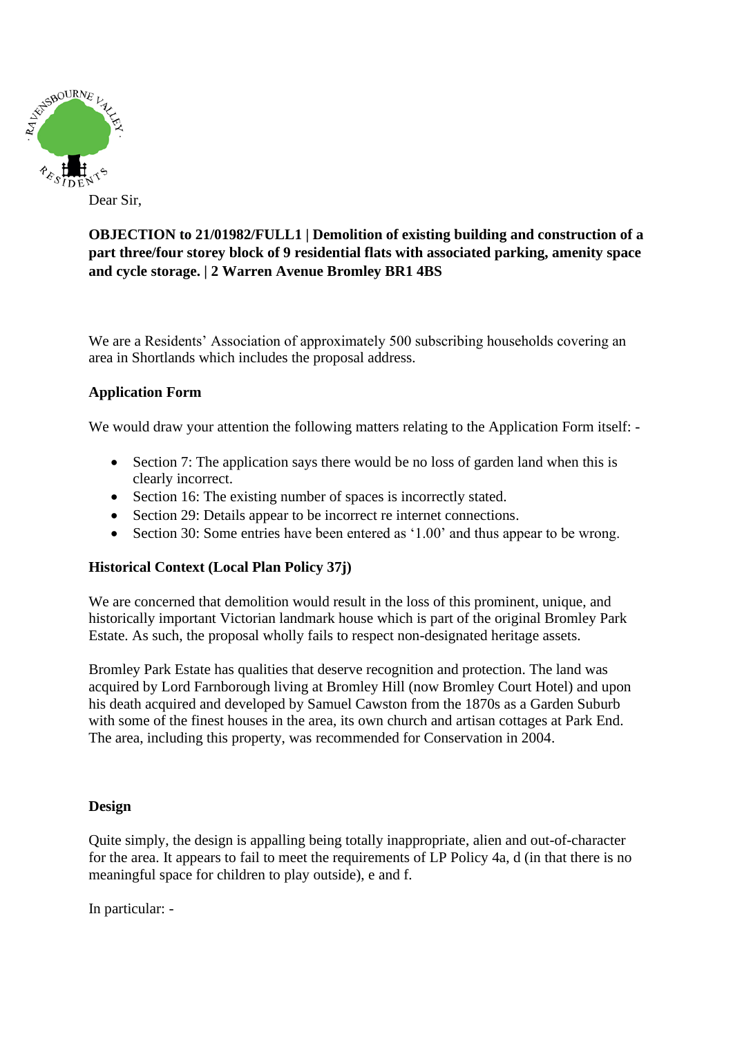Dear Sir,

**OBJECTION to 21/01982/FULL1 | Demolition of existing building and construction of a part three/four storey block of 9 residential flats with associated parking, amenity space and cycle storage. | 2 Warren Avenue Bromley BR1 4BS**

We are a Residents' Association of approximately 500 subscribing households covering an area in Shortlands which includes the proposal address.

**Application Form**

We would draw your attention the following matters relating to the Application Form itself: -

- Section 7: The application says there would be no loss of garden land when this is clearly incorrect.
- Section 16: The existing number of spaces is incorrectly stated.
- Section 29: Details appear to be incorrect re internet connections.
- Section 30: Some entries have been entered as '1.00' and thus appear to be wrong.

**Historical Context (Local Plan Policy 37j)**

We are concerned that demolition would result in the loss of this prominent, unique, and historically important Victorian landmark house which is part of the original Bromley Park Estate. As such, the proposal wholly fails to respect non-designated heritage assets.

Bromley Park Estate has qualities that deserve recognition and protection. The land was acquired by Lord Farnborough living at Bromley Hill (now Bromley Court Hotel) and upon his death acquired and developed by Samuel Cawston from the 1870s as a Garden Suburb with some of the finest houses in the area, its own church and artisan cottages at Park End. The area, including this property, was recommended for Conservation in 2004.

**Design**

Quite simply, the design is appalling being totally inappropriate, alien and out-of-character for the area. It appears to fail to meet the requirements of LP Policy 4a, d (in that there is no meaningful space for children to play outside), e and f.

In particular: -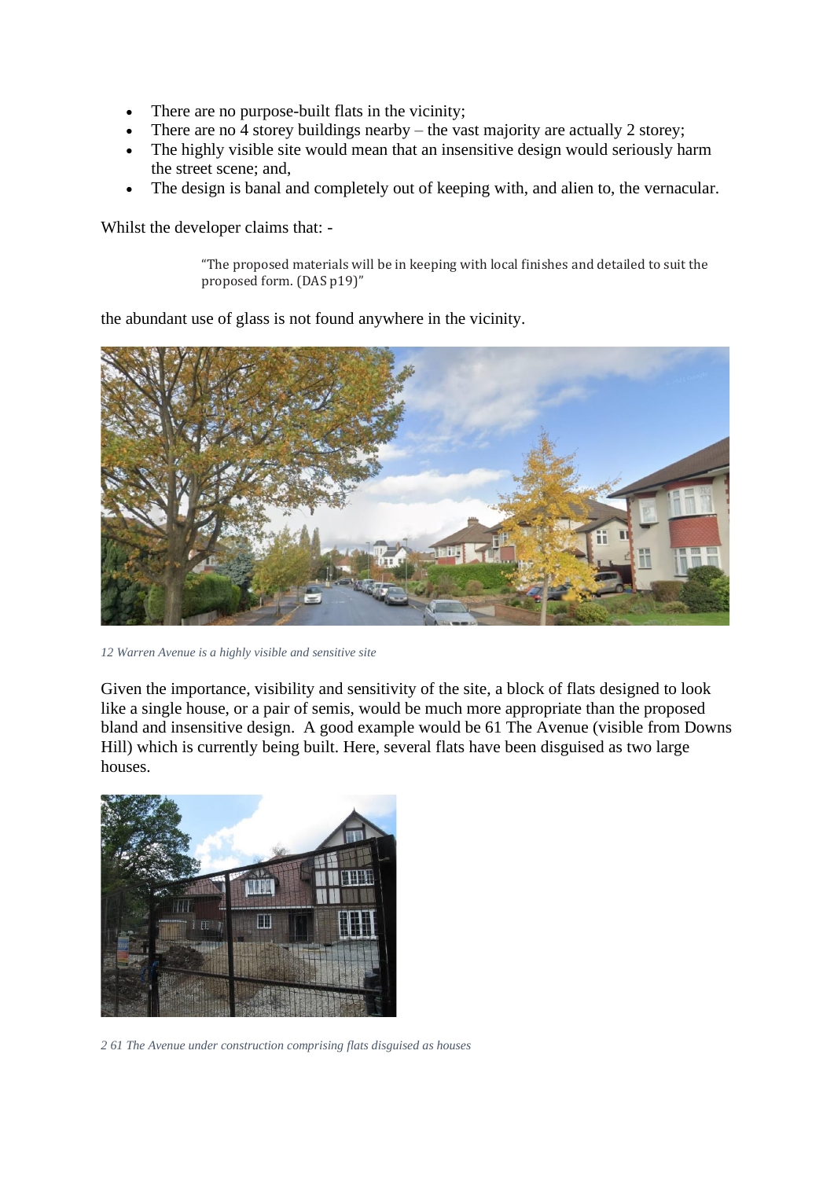- There are no purpose-built flats in the vicinity;
- There are no 4 storey buildings nearby – the vast majority are actually 2 storey;
- The highly visible site would mean that an insensitive design would seriously harm the street scene; and,
- The design is banal and completely out of keeping with, and alien to, the vernacular.

Whilst the developer claims that: -

> "The proposed materials will be in keeping with local finishes and detailed to suit the proposed form. (DAS p19)"

the abundant use of glass is not found anywhere in the vicinity.

*12 Warren Avenue is a highly visible and sensitive site*

Given the importance, visibility and sensitivity of the site, a block of flats designed to look like a single house, or a pair of semis, would be much more appropriate than the proposed bland and insensitive design. A good example would be 61 The Avenue (visible from Downs Hill) which is currently being built. Here, several flats have been disguised as two large houses.

*2 61 The Avenue under construction comprising flats disguised as houses*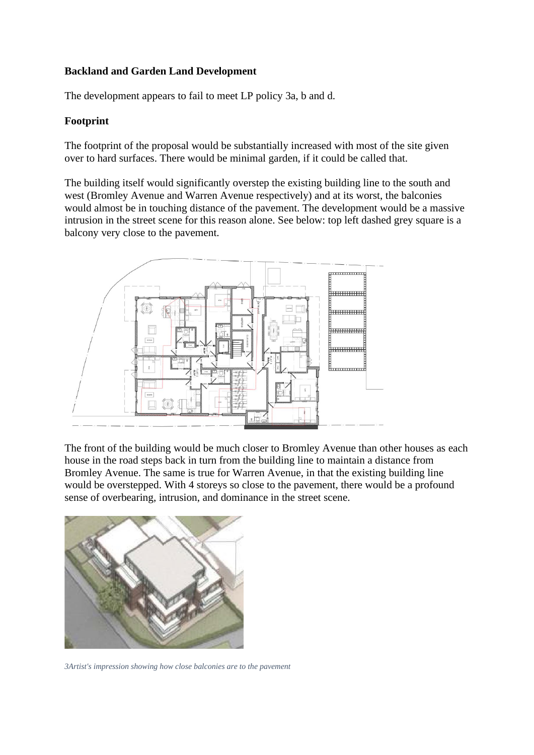**Backland and Garden Land Development**

The development appears to fail to meet LP policy 3a, b and d.

**Footprint**

The footprint of the proposal would be substantially increased with most of the site given over to hard surfaces. There would be minimal garden, if it could be called that.

The building itself would significantly overstep the existing building line to the south and west (Bromley Avenue and Warren Avenue respectively) and at its worst, the balconies would almost be in touching distance of the pavement. The development would be a massive intrusion in the street scene for this reason alone. See below: top left dashed grey square is a balcony very close to the pavement.

The front of the building would be much closer to Bromley Avenue than other houses as each house in the road steps back in turn from the building line to maintain a distance from Bromley Avenue. The same is true for Warren Avenue, in that the existing building line would be overstepped. With 4 storeys so close to the pavement, there would be a profound sense of overbearing, intrusion, and dominance in the street scene.

*3Artist's impression showing how close balconies are to the pavement*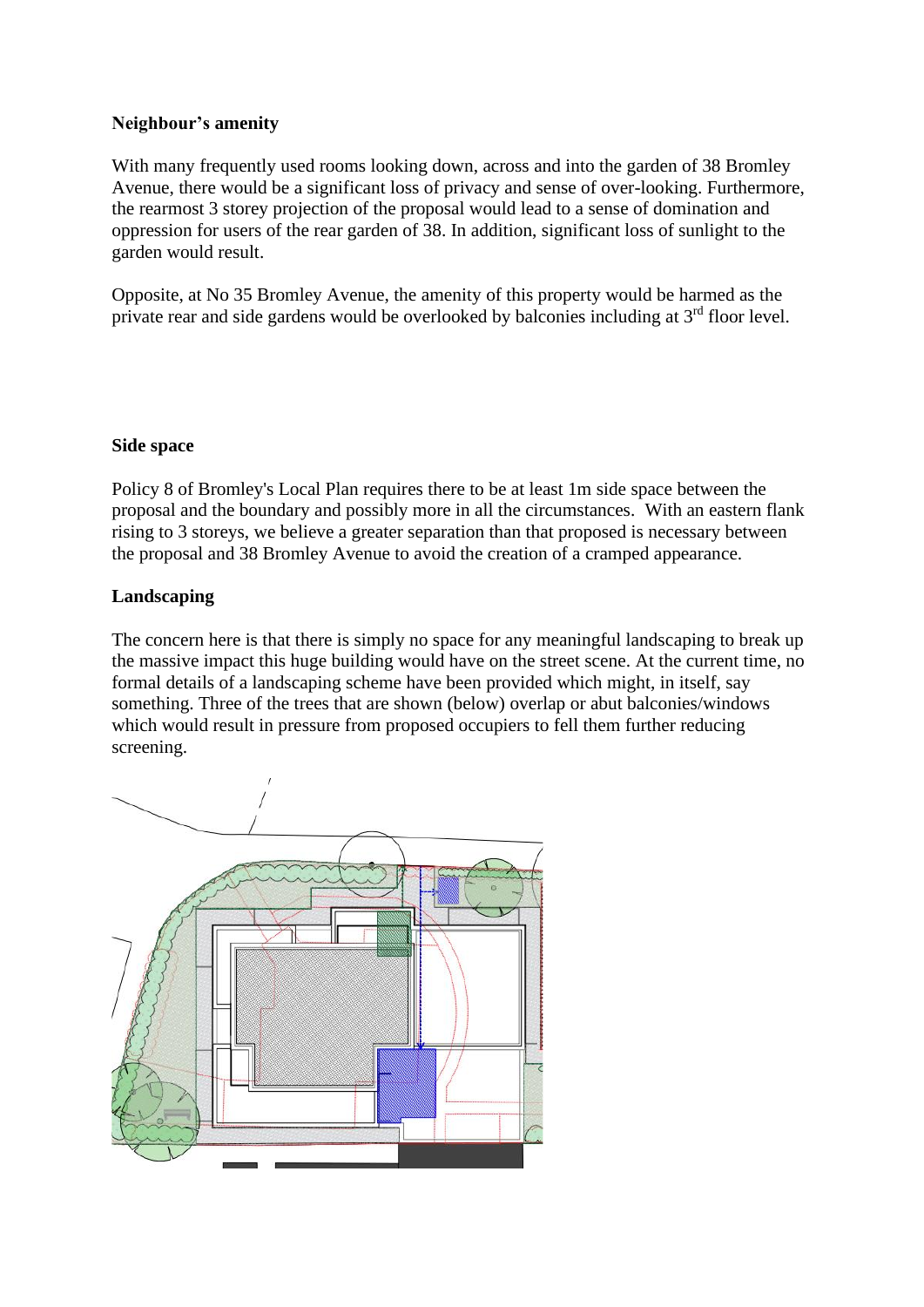**Neighbour's amenity**

With many frequently used rooms looking down, across and into the garden of 38 Bromley Avenue, there would be a significant loss of privacy and sense of over-looking. Furthermore, the rearmost 3 storey projection of the proposal would lead to a sense of domination and oppression for users of the rear garden of 38. In addition, significant loss of sunlight to the garden would result.

Opposite, at No 35 Bromley Avenue, the amenity of this property would be harmed as the private rear and side gardens would be overlooked by balconies including at 3rd floor level.

**Side space**

Policy 8 of Bromley's Local Plan requires there to be at least 1m side space between the proposal and the boundary and possibly more in all the circumstances. With an eastern flank rising to 3 storeys, we believe a greater separation than that proposed is necessary between the proposal and 38 Bromley Avenue to avoid the creation of a cramped appearance.

**Landscaping**

The concern here is that there is simply no space for any meaningful landscaping to break up the massive impact this huge building would have on the street scene. At the current time, no formal details of a landscaping scheme have been provided which might, in itself, say something. Three of the trees that are shown (below) overlap or abut balconies/windows which would result in pressure from proposed occupiers to fell them further reducing screening.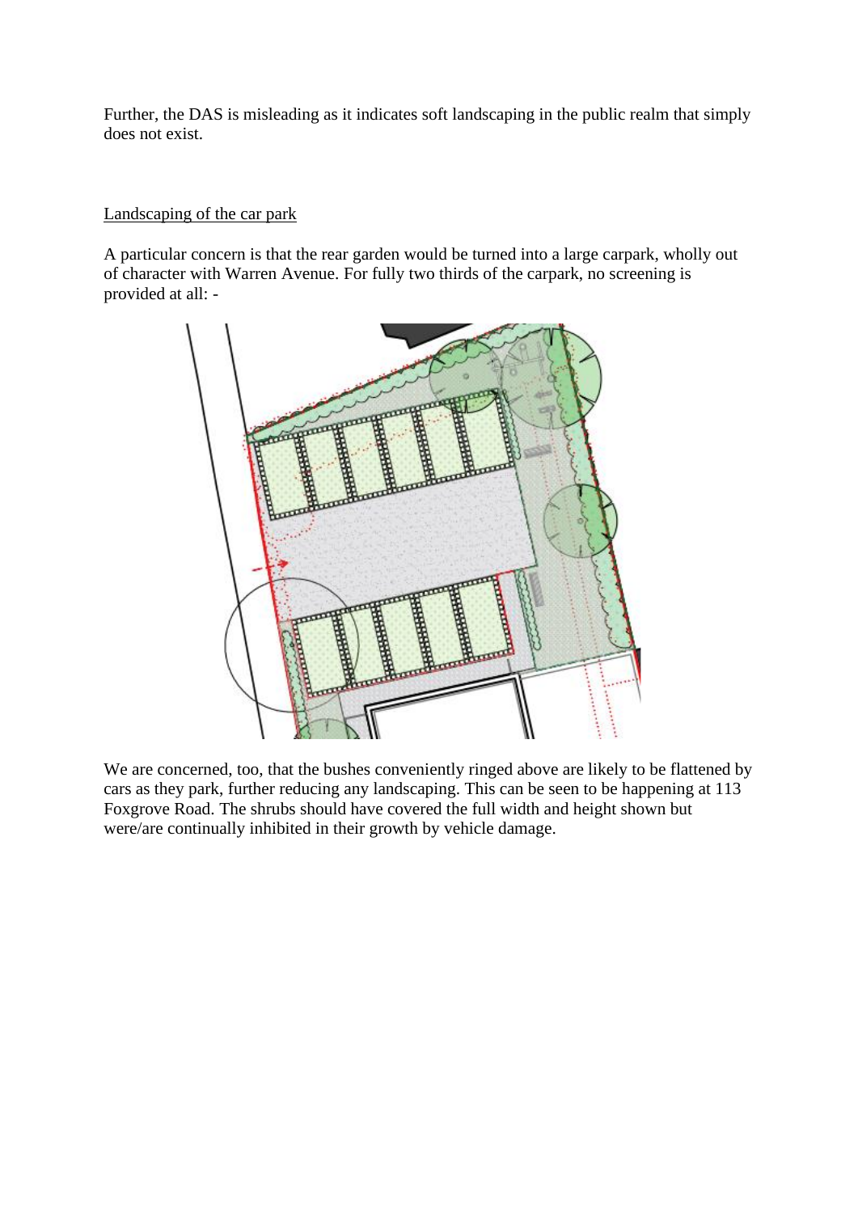Further, the DAS is misleading as it indicates soft landscaping in the public realm that simply does not exist.

<u>Landscaping of the car park</u>

A particular concern is that the rear garden would be turned into a large carpark, wholly out of character with Warren Avenue. For fully two thirds of the carpark, no screening is provided at all: -

We are concerned, too, that the bushes conveniently ringed above are likely to be flattened by cars as they park, further reducing any landscaping. This can be seen to be happening at 113 Foxgrove Road. The shrubs should have covered the full width and height shown but were/are continually inhibited in their growth by vehicle damage.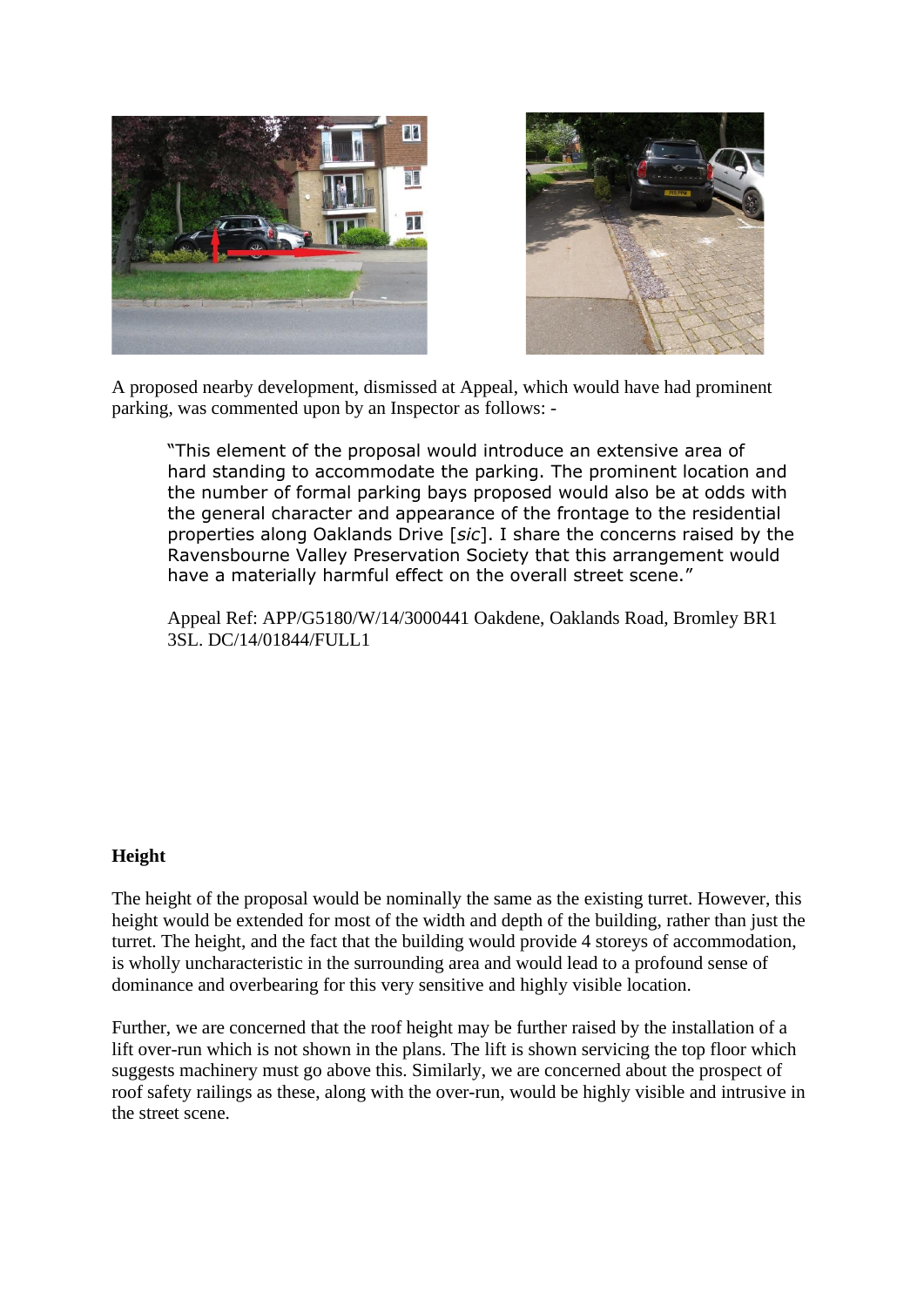A proposed nearby development, dismissed at Appeal, which would have had prominent parking, was commented upon by an Inspector as follows: -

> "This element of the proposal would introduce an extensive area of hard standing to accommodate the parking. The prominent location and the number of formal parking bays proposed would also be at odds with the general character and appearance of the frontage to the residential properties along Oaklands Drive [*sic*]. I share the concerns raised by the Ravensbourne Valley Preservation Society that this arrangement would have a materially harmful effect on the overall street scene."
>
> Appeal Ref: APP/G5180/W/14/3000441 Oakdene, Oaklands Road, Bromley BR1 3SL. DC/14/01844/FULL1

**Height**

The height of the proposal would be nominally the same as the existing turret. However, this height would be extended for most of the width and depth of the building, rather than just the turret. The height, and the fact that the building would provide 4 storeys of accommodation, is wholly uncharacteristic in the surrounding area and would lead to a profound sense of dominance and overbearing for this very sensitive and highly visible location.

Further, we are concerned that the roof height may be further raised by the installation of a lift over-run which is not shown in the plans. The lift is shown servicing the top floor which suggests machinery must go above this. Similarly, we are concerned about the prospect of roof safety railings as these, along with the over-run, would be highly visible and intrusive in the street scene.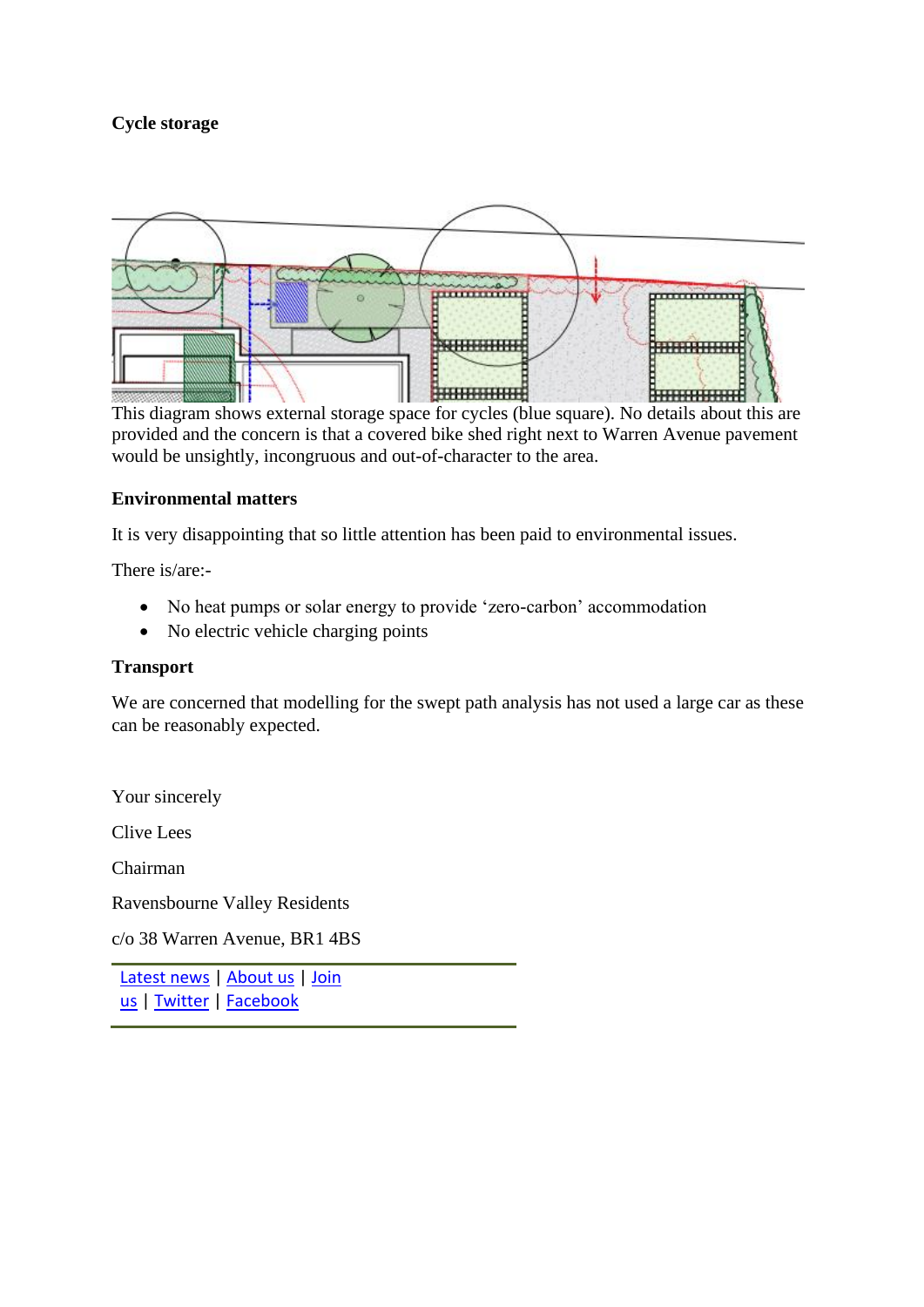**Cycle storage**

This diagram shows external storage space for cycles (blue square). No details about this are provided and the concern is that a covered bike shed right next to Warren Avenue pavement would be unsightly, incongruous and out-of-character to the area.

**Environmental matters**

It is very disappointing that so little attention has been paid to environmental issues.

There is/are:-

- No heat pumps or solar energy to provide 'zero-carbon' accommodation
- No electric vehicle charging points

**Transport**

We are concerned that modelling for the swept path analysis has not used a large car as these can be reasonably expected.

Your sincerely

Clive Lees

Chairman

Ravensbourne Valley Residents

c/o 38 Warren Avenue, BR1 4BS

Latest news | About us | Join us | Twitter | Facebook